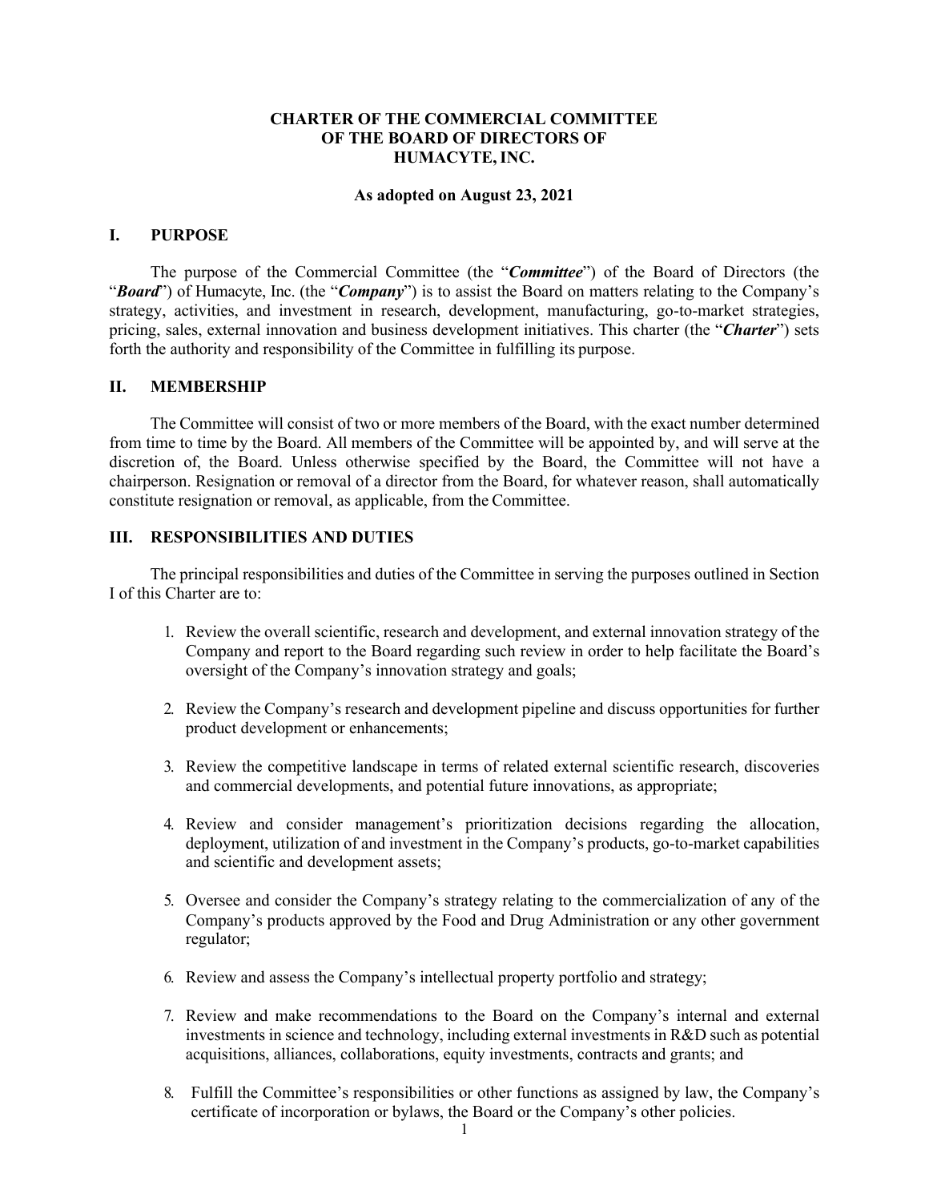# CHARTER OF THE COMMERCIAL COMMITTEE OF THE BOARD OF DIRECTORS OF HUMACYTE, INC.

**As adopted on August 23, 2021**

## I. PURPOSE

The purpose of the Commercial Committee (the "***Committee***") of the Board of Directors (the "***Board***") of Humacyte, Inc. (the "***Company***") is to assist the Board on matters relating to the Company's strategy, activities, and investment in research, development, manufacturing, go-to-market strategies, pricing, sales, external innovation and business development initiatives. This charter (the "***Charter***") sets forth the authority and responsibility of the Committee in fulfilling its purpose.

## II. MEMBERSHIP

The Committee will consist of two or more members of the Board, with the exact number determined from time to time by the Board. All members of the Committee will be appointed by, and will serve at the discretion of, the Board. Unless otherwise specified by the Board, the Committee will not have a chairperson. Resignation or removal of a director from the Board, for whatever reason, shall automatically constitute resignation or removal, as applicable, from the Committee.

## III. RESPONSIBILITIES AND DUTIES

The principal responsibilities and duties of the Committee in serving the purposes outlined in Section I of this Charter are to:

1. Review the overall scientific, research and development, and external innovation strategy of the Company and report to the Board regarding such review in order to help facilitate the Board's oversight of the Company's innovation strategy and goals;

2. Review the Company's research and development pipeline and discuss opportunities for further product development or enhancements;

3. Review the competitive landscape in terms of related external scientific research, discoveries and commercial developments, and potential future innovations, as appropriate;

4. Review and consider management's prioritization decisions regarding the allocation, deployment, utilization of and investment in the Company's products, go-to-market capabilities and scientific and development assets;

5. Oversee and consider the Company's strategy relating to the commercialization of any of the Company's products approved by the Food and Drug Administration or any other government regulator;

6. Review and assess the Company's intellectual property portfolio and strategy;

7. Review and make recommendations to the Board on the Company's internal and external investments in science and technology, including external investments in R&D such as potential acquisitions, alliances, collaborations, equity investments, contracts and grants; and

8. Fulfill the Committee's responsibilities or other functions as assigned by law, the Company's certificate of incorporation or bylaws, the Board or the Company's other policies.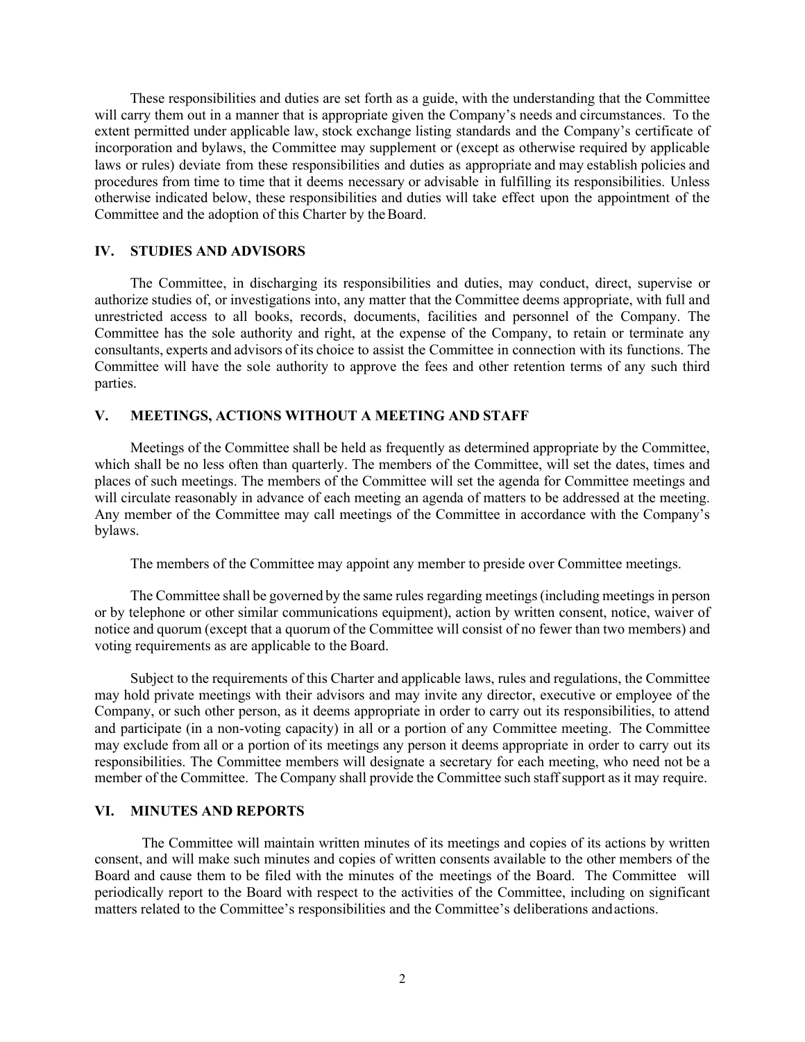These responsibilities and duties are set forth as a guide, with the understanding that the Committee will carry them out in a manner that is appropriate given the Company's needs and circumstances. To the extent permitted under applicable law, stock exchange listing standards and the Company's certificate of incorporation and bylaws, the Committee may supplement or (except as otherwise required by applicable laws or rules) deviate from these responsibilities and duties as appropriate and may establish policies and procedures from time to time that it deems necessary or advisable in fulfilling its responsibilities. Unless otherwise indicated below, these responsibilities and duties will take effect upon the appointment of the Committee and the adoption of this Charter by the Board.

## IV. STUDIES AND ADVISORS

The Committee, in discharging its responsibilities and duties, may conduct, direct, supervise or authorize studies of, or investigations into, any matter that the Committee deems appropriate, with full and unrestricted access to all books, records, documents, facilities and personnel of the Company. The Committee has the sole authority and right, at the expense of the Company, to retain or terminate any consultants, experts and advisors of its choice to assist the Committee in connection with its functions. The Committee will have the sole authority to approve the fees and other retention terms of any such third parties.

## V. MEETINGS, ACTIONS WITHOUT A MEETING AND STAFF

Meetings of the Committee shall be held as frequently as determined appropriate by the Committee, which shall be no less often than quarterly. The members of the Committee, will set the dates, times and places of such meetings. The members of the Committee will set the agenda for Committee meetings and will circulate reasonably in advance of each meeting an agenda of matters to be addressed at the meeting. Any member of the Committee may call meetings of the Committee in accordance with the Company's bylaws.

The members of the Committee may appoint any member to preside over Committee meetings.

The Committee shall be governed by the same rules regarding meetings (including meetings in person or by telephone or other similar communications equipment), action by written consent, notice, waiver of notice and quorum (except that a quorum of the Committee will consist of no fewer than two members) and voting requirements as are applicable to the Board.

Subject to the requirements of this Charter and applicable laws, rules and regulations, the Committee may hold private meetings with their advisors and may invite any director, executive or employee of the Company, or such other person, as it deems appropriate in order to carry out its responsibilities, to attend and participate (in a non-voting capacity) in all or a portion of any Committee meeting. The Committee may exclude from all or a portion of its meetings any person it deems appropriate in order to carry out its responsibilities. The Committee members will designate a secretary for each meeting, who need not be a member of the Committee. The Company shall provide the Committee such staff support as it may require.

## VI. MINUTES AND REPORTS

The Committee will maintain written minutes of its meetings and copies of its actions by written consent, and will make such minutes and copies of written consents available to the other members of the Board and cause them to be filed with the minutes of the meetings of the Board. The Committee will periodically report to the Board with respect to the activities of the Committee, including on significant matters related to the Committee's responsibilities and the Committee's deliberations and actions.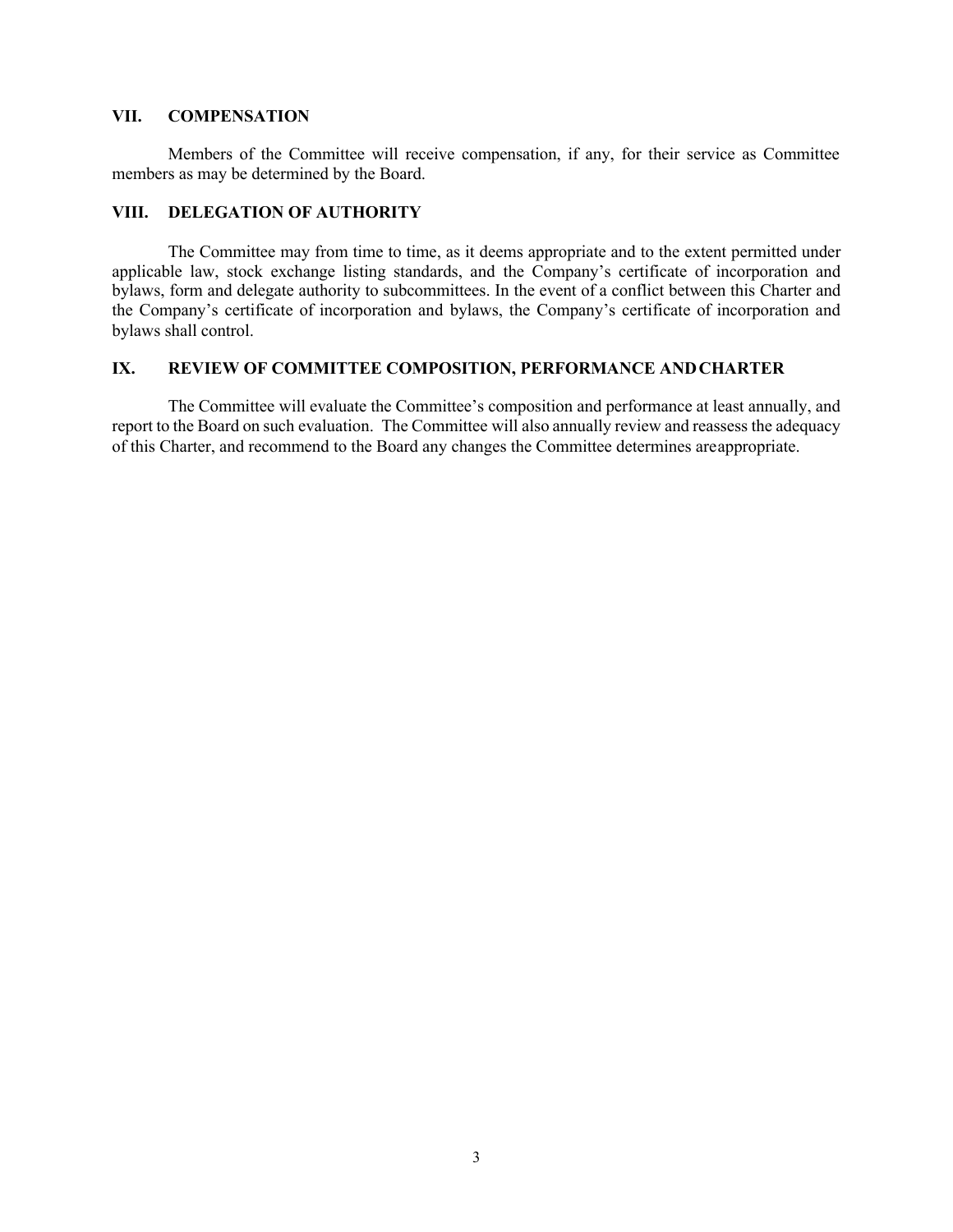## VII. COMPENSATION

Members of the Committee will receive compensation, if any, for their service as Committee members as may be determined by the Board.

## VIII. DELEGATION OF AUTHORITY

The Committee may from time to time, as it deems appropriate and to the extent permitted under applicable law, stock exchange listing standards, and the Company's certificate of incorporation and bylaws, form and delegate authority to subcommittees. In the event of a conflict between this Charter and the Company's certificate of incorporation and bylaws, the Company's certificate of incorporation and bylaws shall control.

## IX. REVIEW OF COMMITTEE COMPOSITION, PERFORMANCE AND CHARTER

The Committee will evaluate the Committee's composition and performance at least annually, and report to the Board on such evaluation. The Committee will also annually review and reassess the adequacy of this Charter, and recommend to the Board any changes the Committee determines are appropriate.